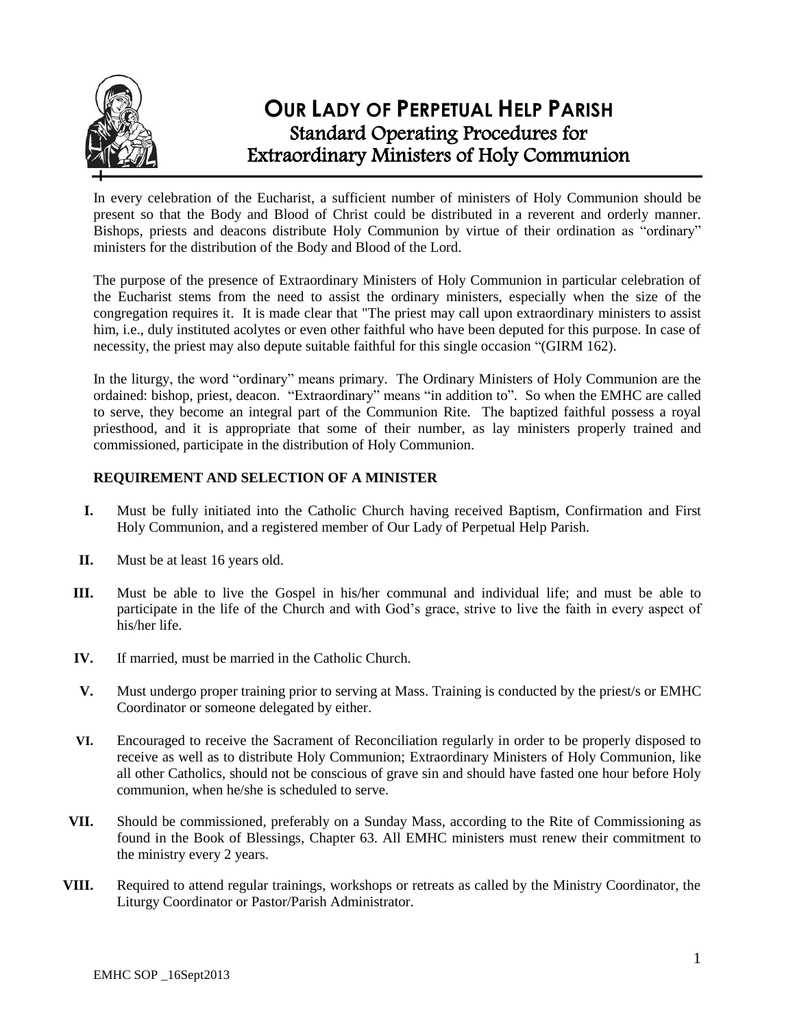# OUR LADY OF PERPETUAL HELP PARISH

## Standard Operating Procedures for Extraordinary Ministers of Holy Communion

In every celebration of the Eucharist, a sufficient number of ministers of Holy Communion should be present so that the Body and Blood of Christ could be distributed in a reverent and orderly manner. Bishops, priests and deacons distribute Holy Communion by virtue of their ordination as "ordinary" ministers for the distribution of the Body and Blood of the Lord.

The purpose of the presence of Extraordinary Ministers of Holy Communion in particular celebration of the Eucharist stems from the need to assist the ordinary ministers, especially when the size of the congregation requires it. It is made clear that "The priest may call upon extraordinary ministers to assist him, i.e., duly instituted acolytes or even other faithful who have been deputed for this purpose. In case of necessity, the priest may also depute suitable faithful for this single occasion "(GIRM 162).

In the liturgy, the word "ordinary" means primary. The Ordinary Ministers of Holy Communion are the ordained: bishop, priest, deacon. "Extraordinary" means "in addition to". So when the EMHC are called to serve, they become an integral part of the Communion Rite. The baptized faithful possess a royal priesthood, and it is appropriate that some of their number, as lay ministers properly trained and commissioned, participate in the distribution of Holy Communion.

### REQUIREMENT AND SELECTION OF A MINISTER

- **I.** Must be fully initiated into the Catholic Church having received Baptism, Confirmation and First Holy Communion, and a registered member of Our Lady of Perpetual Help Parish.
- **II.** Must be at least 16 years old.
- **III.** Must be able to live the Gospel in his/her communal and individual life; and must be able to participate in the life of the Church and with God's grace, strive to live the faith in every aspect of his/her life.
- **IV.** If married, must be married in the Catholic Church.
- **V.** Must undergo proper training prior to serving at Mass. Training is conducted by the priest/s or EMHC Coordinator or someone delegated by either.
- **VI.** Encouraged to receive the Sacrament of Reconciliation regularly in order to be properly disposed to receive as well as to distribute Holy Communion; Extraordinary Ministers of Holy Communion, like all other Catholics, should not be conscious of grave sin and should have fasted one hour before Holy communion, when he/she is scheduled to serve.
- **VII.** Should be commissioned, preferably on a Sunday Mass, according to the Rite of Commissioning as found in the Book of Blessings, Chapter 63. All EMHC ministers must renew their commitment to the ministry every 2 years.
- **VIII.** Required to attend regular trainings, workshops or retreats as called by the Ministry Coordinator, the Liturgy Coordinator or Pastor/Parish Administrator.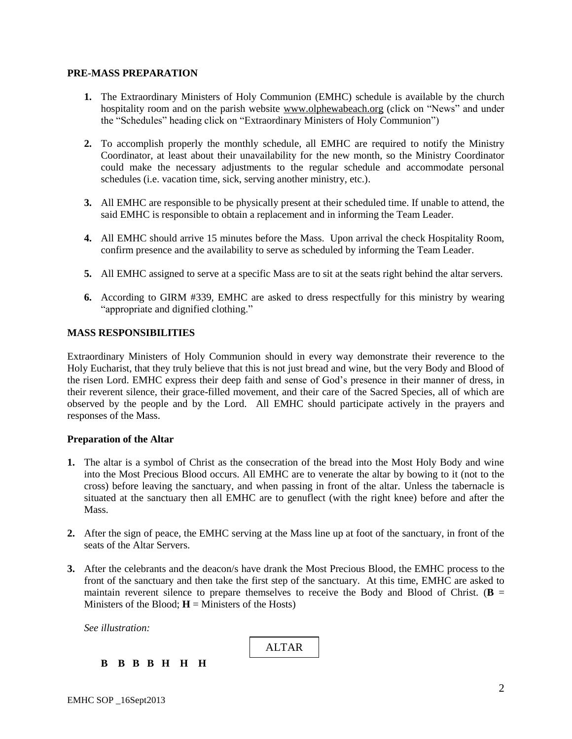## PRE-MASS PREPARATION

1. The Extraordinary Ministers of Holy Communion (EMHC) schedule is available by the church hospitality room and on the parish website www.olphewabeach.org (click on "News" and under the "Schedules" heading click on "Extraordinary Ministers of Holy Communion")

2. To accomplish properly the monthly schedule, all EMHC are required to notify the Ministry Coordinator, at least about their unavailability for the new month, so the Ministry Coordinator could make the necessary adjustments to the regular schedule and accommodate personal schedules (i.e. vacation time, sick, serving another ministry, etc.).

3. All EMHC are responsible to be physically present at their scheduled time. If unable to attend, the said EMHC is responsible to obtain a replacement and in informing the Team Leader.

4. All EMHC should arrive 15 minutes before the Mass. Upon arrival the check Hospitality Room, confirm presence and the availability to serve as scheduled by informing the Team Leader.

5. All EMHC assigned to serve at a specific Mass are to sit at the seats right behind the altar servers.

6. According to GIRM #339, EMHC are asked to dress respectfully for this ministry by wearing "appropriate and dignified clothing."

## MASS RESPONSIBILITIES

Extraordinary Ministers of Holy Communion should in every way demonstrate their reverence to the Holy Eucharist, that they truly believe that this is not just bread and wine, but the very Body and Blood of the risen Lord. EMHC express their deep faith and sense of God's presence in their manner of dress, in their reverent silence, their grace-filled movement, and their care of the Sacred Species, all of which are observed by the people and by the Lord. All EMHC should participate actively in the prayers and responses of the Mass.

### Preparation of the Altar

1. The altar is a symbol of Christ as the consecration of the bread into the Most Holy Body and wine into the Most Precious Blood occurs. All EMHC are to venerate the altar by bowing to it (not to the cross) before leaving the sanctuary, and when passing in front of the altar. Unless the tabernacle is situated at the sanctuary then all EMHC are to genuflect (with the right knee) before and after the Mass.

2. After the sign of peace, the EMHC serving at the Mass line up at foot of the sanctuary, in front of the seats of the Altar Servers.

3. After the celebrants and the deacon/s have drank the Most Precious Blood, the EMHC process to the front of the sanctuary and then take the first step of the sanctuary. At this time, EMHC are asked to maintain reverent silence to prepare themselves to receive the Body and Blood of Christ. (**B** = Ministers of the Blood; **H** = Ministers of the Hosts)

   *See illustration:*

   ALTAR

   **B B B B H H H**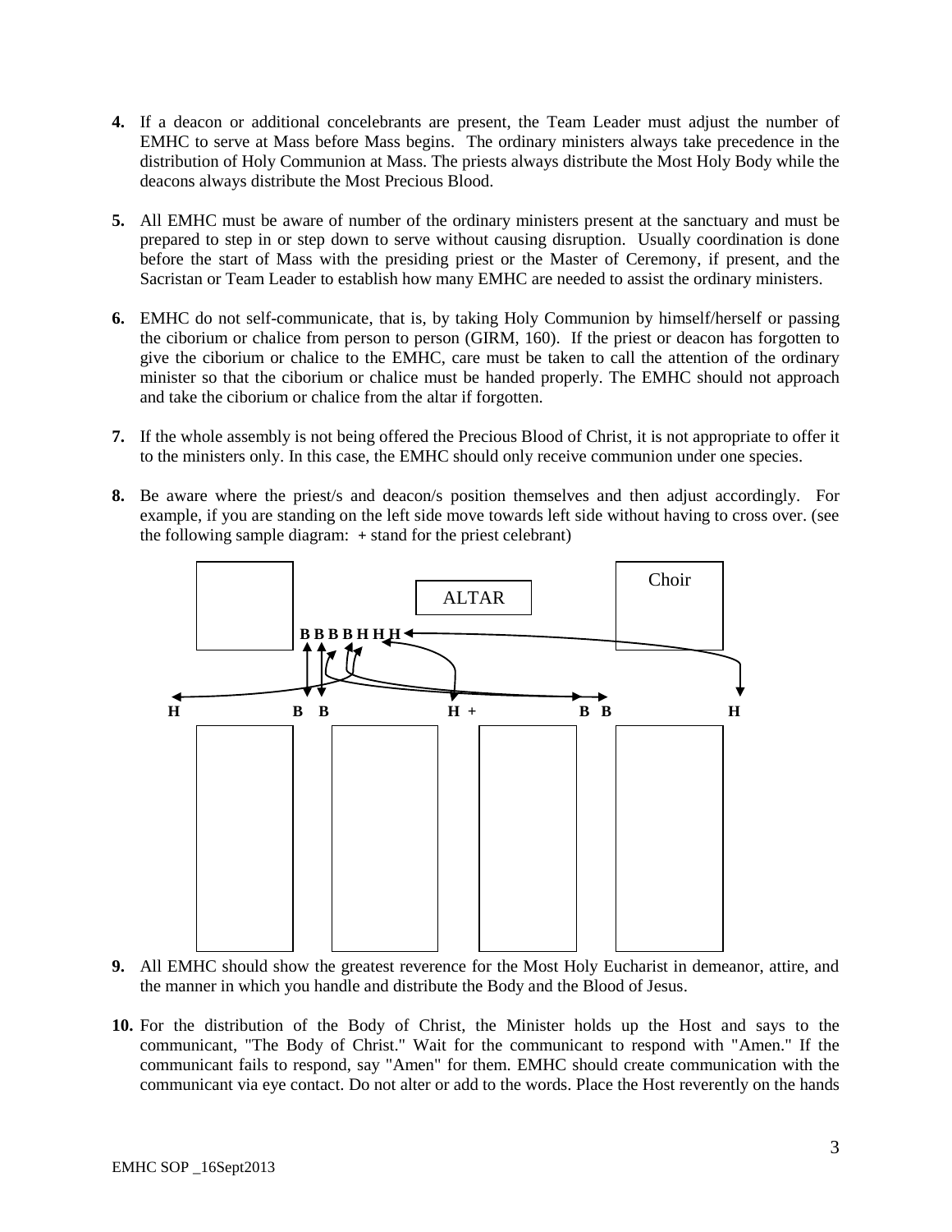4. If a deacon or additional concelebrants are present, the Team Leader must adjust the number of EMHC to serve at Mass before Mass begins. The ordinary ministers always take precedence in the distribution of Holy Communion at Mass. The priests always distribute the Most Holy Body while the deacons always distribute the Most Precious Blood.

5. All EMHC must be aware of number of the ordinary ministers present at the sanctuary and must be prepared to step in or step down to serve without causing disruption. Usually coordination is done before the start of Mass with the presiding priest or the Master of Ceremony, if present, and the Sacristan or Team Leader to establish how many EMHC are needed to assist the ordinary ministers.

6. EMHC do not self-communicate, that is, by taking Holy Communion by himself/herself or passing the ciborium or chalice from person to person (GIRM, 160). If the priest or deacon has forgotten to give the ciborium or chalice to the EMHC, care must be taken to call the attention of the ordinary minister so that the ciborium or chalice must be handed properly. The EMHC should not approach and take the ciborium or chalice from the altar if forgotten.

7. If the whole assembly is not being offered the Precious Blood of Christ, it is not appropriate to offer it to the ministers only. In this case, the EMHC should only receive communion under one species.

8. Be aware where the priest/s and deacon/s position themselves and then adjust accordingly. For example, if you are standing on the left side move towards left side without having to cross over. (see the following sample diagram: + stand for the priest celebrant)

ALTAR

Choir

B B B B H H H

H B B H + B B H

9. All EMHC should show the greatest reverence for the Most Holy Eucharist in demeanor, attire, and the manner in which you handle and distribute the Body and the Blood of Jesus.

10. For the distribution of the Body of Christ, the Minister holds up the Host and says to the communicant, "The Body of Christ." Wait for the communicant to respond with "Amen." If the communicant fails to respond, say "Amen" for them. EMHC should create communication with the communicant via eye contact. Do not alter or add to the words. Place the Host reverently on the hands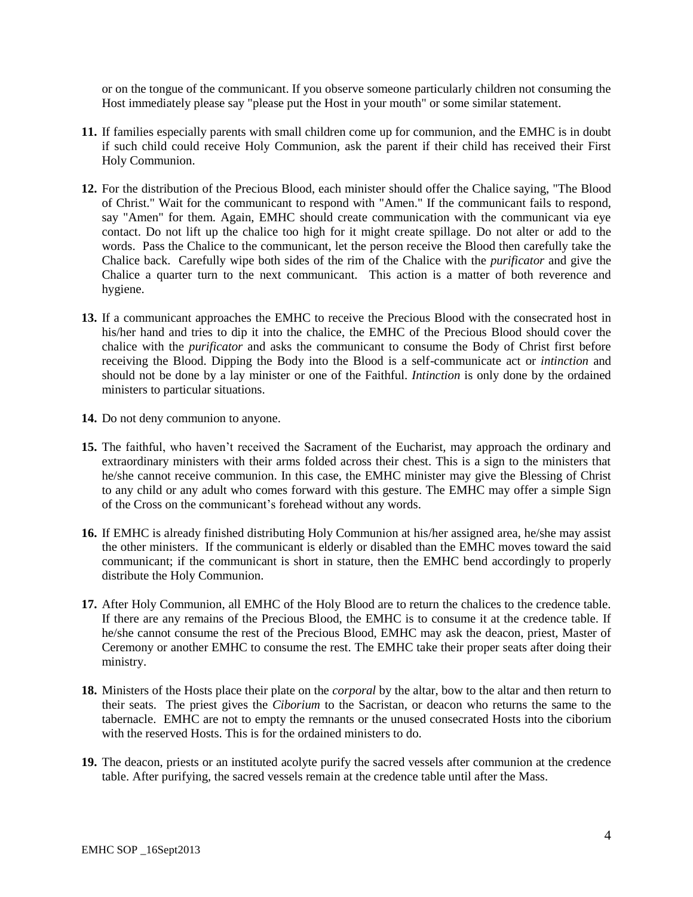or on the tongue of the communicant. If you observe someone particularly children not consuming the Host immediately please say "please put the Host in your mouth" or some similar statement.

**11.** If families especially parents with small children come up for communion, and the EMHC is in doubt if such child could receive Holy Communion, ask the parent if their child has received their First Holy Communion.

**12.** For the distribution of the Precious Blood, each minister should offer the Chalice saying, "The Blood of Christ." Wait for the communicant to respond with "Amen." If the communicant fails to respond, say "Amen" for them. Again, EMHC should create communication with the communicant via eye contact. Do not lift up the chalice too high for it might create spillage. Do not alter or add to the words. Pass the Chalice to the communicant, let the person receive the Blood then carefully take the Chalice back. Carefully wipe both sides of the rim of the Chalice with the *purificator* and give the Chalice a quarter turn to the next communicant. This action is a matter of both reverence and hygiene.

**13.** If a communicant approaches the EMHC to receive the Precious Blood with the consecrated host in his/her hand and tries to dip it into the chalice, the EMHC of the Precious Blood should cover the chalice with the *purificator* and asks the communicant to consume the Body of Christ first before receiving the Blood. Dipping the Body into the Blood is a self-communicate act or *intinction* and should not be done by a lay minister or one of the Faithful. *Intinction* is only done by the ordained ministers to particular situations.

**14.** Do not deny communion to anyone.

**15.** The faithful, who haven't received the Sacrament of the Eucharist, may approach the ordinary and extraordinary ministers with their arms folded across their chest. This is a sign to the ministers that he/she cannot receive communion. In this case, the EMHC minister may give the Blessing of Christ to any child or any adult who comes forward with this gesture. The EMHC may offer a simple Sign of the Cross on the communicant's forehead without any words.

**16.** If EMHC is already finished distributing Holy Communion at his/her assigned area, he/she may assist the other ministers. If the communicant is elderly or disabled than the EMHC moves toward the said communicant; if the communicant is short in stature, then the EMHC bend accordingly to properly distribute the Holy Communion.

**17.** After Holy Communion, all EMHC of the Holy Blood are to return the chalices to the credence table. If there are any remains of the Precious Blood, the EMHC is to consume it at the credence table. If he/she cannot consume the rest of the Precious Blood, EMHC may ask the deacon, priest, Master of Ceremony or another EMHC to consume the rest. The EMHC take their proper seats after doing their ministry.

**18.** Ministers of the Hosts place their plate on the *corporal* by the altar, bow to the altar and then return to their seats. The priest gives the *Ciborium* to the Sacristan, or deacon who returns the same to the tabernacle. EMHC are not to empty the remnants or the unused consecrated Hosts into the ciborium with the reserved Hosts. This is for the ordained ministers to do.

**19.** The deacon, priests or an instituted acolyte purify the sacred vessels after communion at the credence table. After purifying, the sacred vessels remain at the credence table until after the Mass.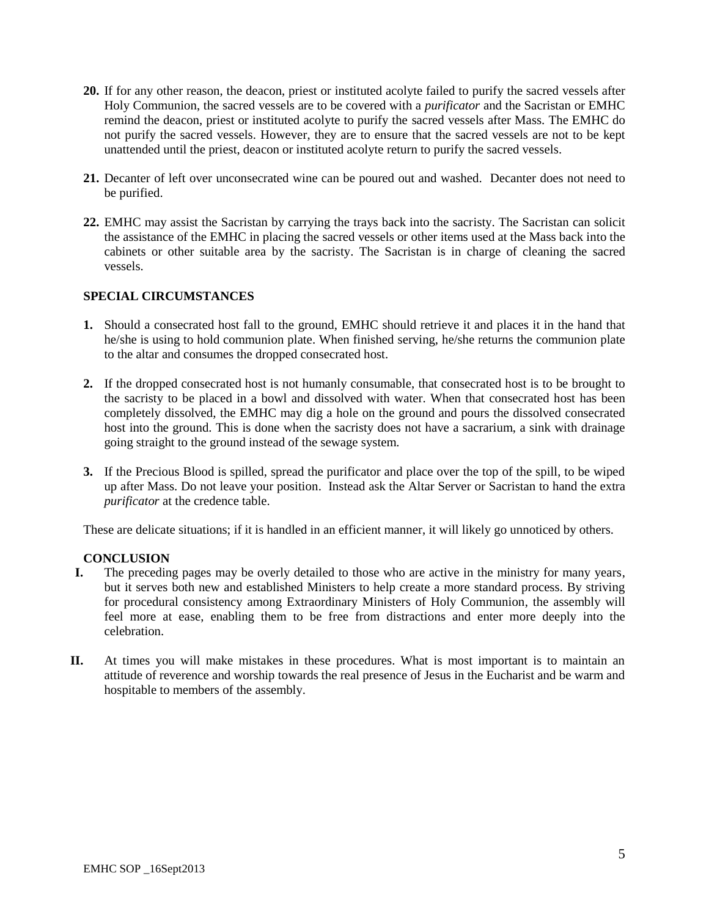**20.** If for any other reason, the deacon, priest or instituted acolyte failed to purify the sacred vessels after Holy Communion, the sacred vessels are to be covered with a *purificator* and the Sacristan or EMHC remind the deacon, priest or instituted acolyte to purify the sacred vessels after Mass. The EMHC do not purify the sacred vessels. However, they are to ensure that the sacred vessels are not to be kept unattended until the priest, deacon or instituted acolyte return to purify the sacred vessels.

**21.** Decanter of left over unconsecrated wine can be poured out and washed. Decanter does not need to be purified.

**22.** EMHC may assist the Sacristan by carrying the trays back into the sacristy. The Sacristan can solicit the assistance of the EMHC in placing the sacred vessels or other items used at the Mass back into the cabinets or other suitable area by the sacristy. The Sacristan is in charge of cleaning the sacred vessels.

**SPECIAL CIRCUMSTANCES**

**1.** Should a consecrated host fall to the ground, EMHC should retrieve it and places it in the hand that he/she is using to hold communion plate. When finished serving, he/she returns the communion plate to the altar and consumes the dropped consecrated host.

**2.** If the dropped consecrated host is not humanly consumable, that consecrated host is to be brought to the sacristy to be placed in a bowl and dissolved with water. When that consecrated host has been completely dissolved, the EMHC may dig a hole on the ground and pours the dissolved consecrated host into the ground. This is done when the sacristy does not have a sacrarium, a sink with drainage going straight to the ground instead of the sewage system.

**3.** If the Precious Blood is spilled, spread the purificator and place over the top of the spill, to be wiped up after Mass. Do not leave your position. Instead ask the Altar Server or Sacristan to hand the extra *purificator* at the credence table.

These are delicate situations; if it is handled in an efficient manner, it will likely go unnoticed by others.

**CONCLUSION**

**I.** The preceding pages may be overly detailed to those who are active in the ministry for many years, but it serves both new and established Ministers to help create a more standard process. By striving for procedural consistency among Extraordinary Ministers of Holy Communion, the assembly will feel more at ease, enabling them to be free from distractions and enter more deeply into the celebration.

**II.** At times you will make mistakes in these procedures. What is most important is to maintain an attitude of reverence and worship towards the real presence of Jesus in the Eucharist and be warm and hospitable to members of the assembly.